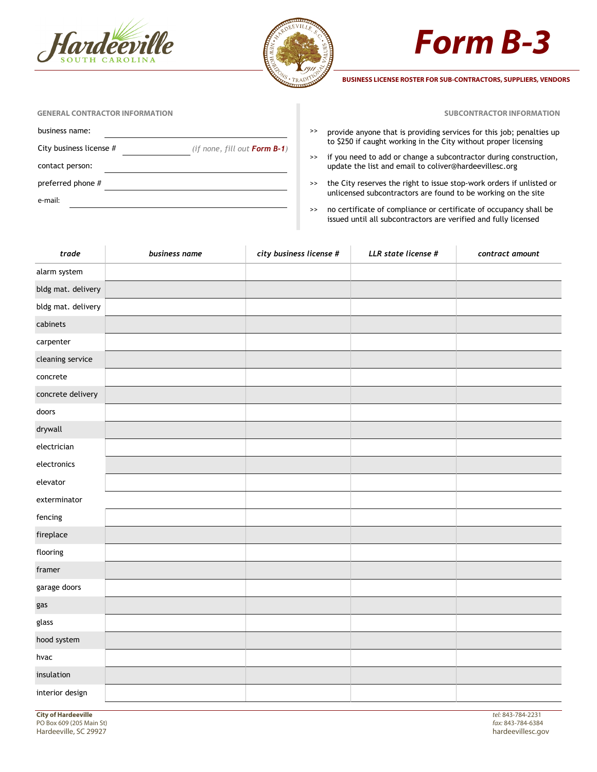Hardeeville SOUTH CAROLINA

# Form B-3

**BUSINESS LICENSE ROSTER FOR SUB-CONTRACTORS, SUPPLIERS, VENDORS**

## GENERAL CONTRACTOR INFORMATION

business name: ____________________

City business license # __________ *(if none, fill out* ***Form B-1****)*

contact person: ____________________

preferred phone # ____________________

e-mail: ____________________

## SUBCONTRACTOR INFORMATION

>> provide anyone that is providing services for this job; penalties up to $250 if caught working in the City without proper licensing

>> if you need to add or change a subcontractor during construction, update the list and email to coliver@hardeevillesc.org

>> the City reserves the right to issue stop-work orders if unlisted or unlicensed subcontractors are found to be working on the site

>> no certificate of compliance or certificate of occupancy shall be issued until all subcontractors are verified and fully licensed

| *trade* | *business name* | *city business license #* | *LLR state license #* | *contract amount* |
|---|---|---|---|---|
| alarm system | | | | |
| bldg mat. delivery | | | | |
| bldg mat. delivery | | | | |
| cabinets | | | | |
| carpenter | | | | |
| cleaning service | | | | |
| concrete | | | | |
| concrete delivery | | | | |
| doors | | | | |
| drywall | | | | |
| electrician | | | | |
| electronics | | | | |
| elevator | | | | |
| exterminator | | | | |
| fencing | | | | |
| fireplace | | | | |
| flooring | | | | |
| framer | | | | |
| garage doors | | | | |
| gas | | | | |
| glass | | | | |
| hood system | | | | |
| hvac | | | | |
| insulation | | | | |
| interior design | | | | |

**City of Hardeeville**
PO Box 609 (205 Main St)
Hardeeville, SC 29927

*tel:* 843-784-2231
*fax:* 843-784-6384
hardeevillesc.gov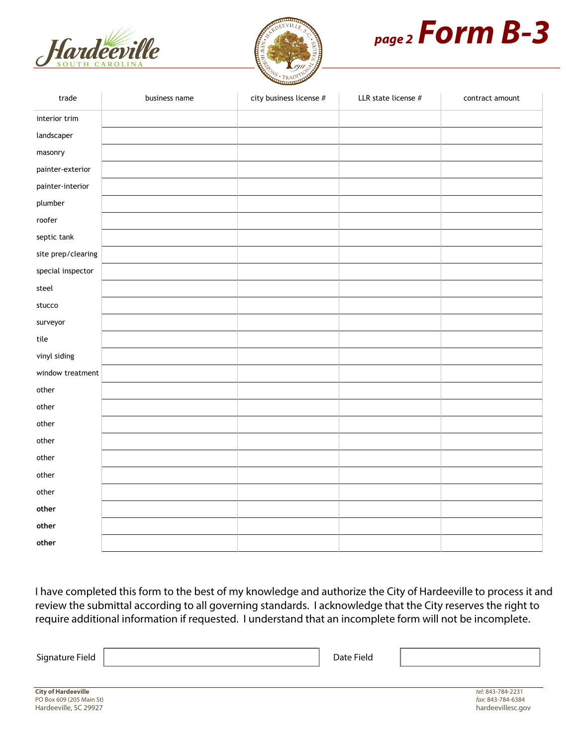# page 2 Form B-3

| trade | business name | city business license # | LLR state license # | contract amount |
|---|---|---|---|---|
| interior trim | | | | |
| landscaper | | | | |
| masonry | | | | |
| painter-exterior | | | | |
| painter-interior | | | | |
| plumber | | | | |
| roofer | | | | |
| septic tank | | | | |
| site prep/clearing | | | | |
| special inspector | | | | |
| steel | | | | |
| stucco | | | | |
| surveyor | | | | |
| tile | | | | |
| vinyl siding | | | | |
| window treatment | | | | |
| other | | | | |
| other | | | | |
| other | | | | |
| other | | | | |
| other | | | | |
| other | | | | |
| other | | | | |
| **other** | | | | |
| **other** | | | | |
| **other** | | | | |

I have completed this form to the best of my knowledge and authorize the City of Hardeeville to process it and review the submittal according to all governing standards. I acknowledge that the City reserves the right to require additional information if requested. I understand that an incomplete form will not be incomplete.

Signature Field ____________________ Date Field ____________________

**City of Hardeeville**
PO Box 609 (205 Main St)
Hardeeville, SC 29927

*tel:* 843-784-2231
*fax:* 843-784-6384
hardeevillesc.gov